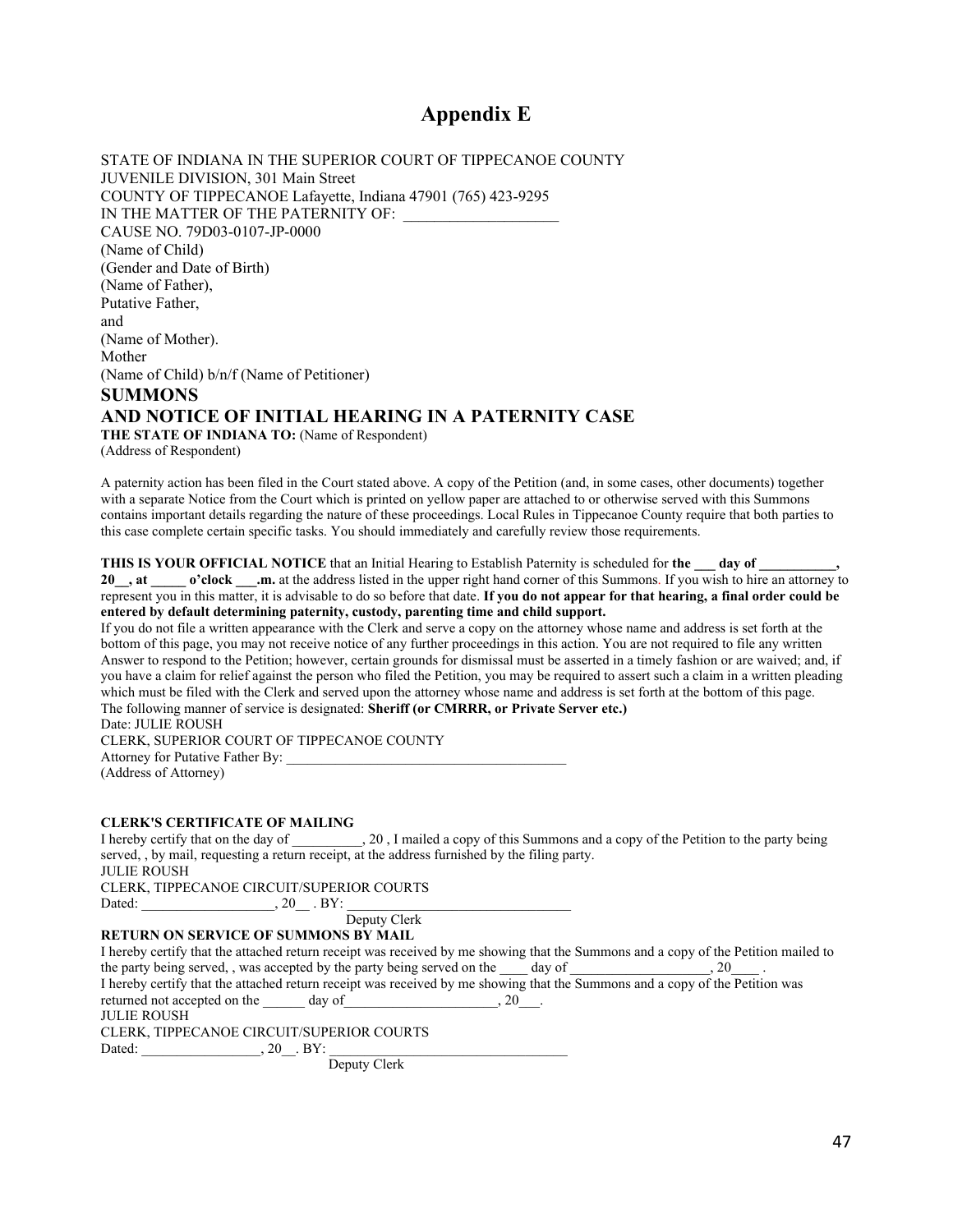# Appendix E

STATE OF INDIANA IN THE SUPERIOR COURT OF TIPPECANOE COUNTY
JUVENILE DIVISION, 301 Main Street
COUNTY OF TIPPECANOE Lafayette, Indiana 47901 (765) 423-9295
IN THE MATTER OF THE PATERNITY OF: ____________________
CAUSE NO. 79D03-0107-JP-0000
(Name of Child)
(Gender and Date of Birth)
(Name of Father),
Putative Father,
and
(Name of Mother).
Mother
(Name of Child) b/n/f (Name of Petitioner)

## SUMMONS
## AND NOTICE OF INITIAL HEARING IN A PATERNITY CASE

**THE STATE OF INDIANA TO:** (Name of Respondent)
(Address of Respondent)

A paternity action has been filed in the Court stated above. A copy of the Petition (and, in some cases, other documents) together with a separate Notice from the Court which is printed on yellow paper are attached to or otherwise served with this Summons contains important details regarding the nature of these proceedings. Local Rules in Tippecanoe County require that both parties to this case complete certain specific tasks. You should immediately and carefully review those requirements.

**THIS IS YOUR OFFICIAL NOTICE** that an Initial Hearing to Establish Paternity is scheduled for **the ___ day of ___________, 20__, at _____ o'clock ___.m.** at the address listed in the upper right hand corner of this Summons. If you wish to hire an attorney to represent you in this matter, it is advisable to do so before that date. **If you do not appear for that hearing, a final order could be entered by default determining paternity, custody, parenting time and child support.**

If you do not file a written appearance with the Clerk and serve a copy on the attorney whose name and address is set forth at the bottom of this page, you may not receive notice of any further proceedings in this action. You are not required to file any written Answer to respond to the Petition; however, certain grounds for dismissal must be asserted in a timely fashion or are waived; and, if you have a claim for relief against the person who filed the Petition, you may be required to assert such a claim in a written pleading which must be filed with the Clerk and served upon the attorney whose name and address is set forth at the bottom of this page.
The following manner of service is designated: **Sheriff (or CMRRR, or Private Server etc.)**

Date: JULIE ROUSH
CLERK, SUPERIOR COURT OF TIPPECANOE COUNTY
Attorney for Putative Father By: ________________________________________
(Address of Attorney)

**CLERK'S CERTIFICATE OF MAILING**

I hereby certify that on the day of __________, 20 , I mailed a copy of this Summons and a copy of the Petition to the party being served, , by mail, requesting a return receipt, at the address furnished by the filing party.
JULIE ROUSH
CLERK, TIPPECANOE CIRCUIT/SUPERIOR COURTS
Dated: ___________________, 20__ . BY: ________________________________
Deputy Clerk

**RETURN ON SERVICE OF SUMMONS BY MAIL**

I hereby certify that the attached return receipt was received by me showing that the Summons and a copy of the Petition mailed to the party being served, , was accepted by the party being served on the ____ day of ____________________, 20____ .
I hereby certify that the attached return receipt was received by me showing that the Summons and a copy of the Petition was returned not accepted on the ______ day of______________________, 20___.
JULIE ROUSH
CLERK, TIPPECANOE CIRCUIT/SUPERIOR COURTS
Dated: _________________, 20__. BY: __________________________________
Deputy Clerk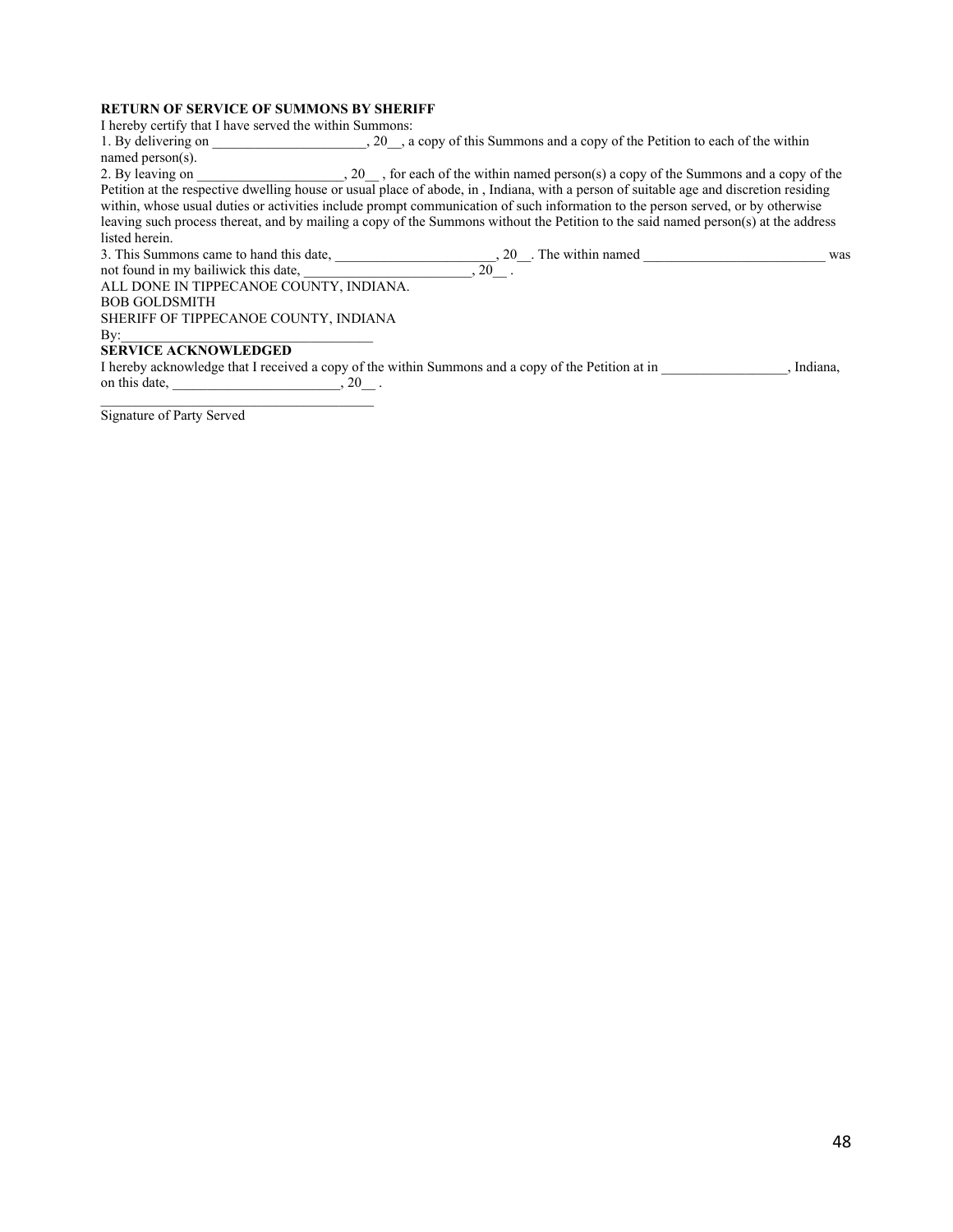**RETURN OF SERVICE OF SUMMONS BY SHERIFF**

I hereby certify that I have served the within Summons:

1. By delivering on ______________________, 20__, a copy of this Summons and a copy of the Petition to each of the within named person(s).

2. By leaving on _____________________, 20__ , for each of the within named person(s) a copy of the Summons and a copy of the Petition at the respective dwelling house or usual place of abode, in , Indiana, with a person of suitable age and discretion residing within, whose usual duties or activities include prompt communication of such information to the person served, or by otherwise leaving such process thereat, and by mailing a copy of the Summons without the Petition to the said named person(s) at the address listed herein.

3. This Summons came to hand this date, _______________________, 20__. The within named __________________________ was not found in my bailiwick this date, ________________________, 20__ .

ALL DONE IN TIPPECANOE COUNTY, INDIANA.

BOB GOLDSMITH

SHERIFF OF TIPPECANOE COUNTY, INDIANA

By:___________________________________

**SERVICE ACKNOWLEDGED**

I hereby acknowledge that I received a copy of the within Summons and a copy of the Petition at in __________________, Indiana, on this date, ________________________, 20__ .

_______________________________________

Signature of Party Served